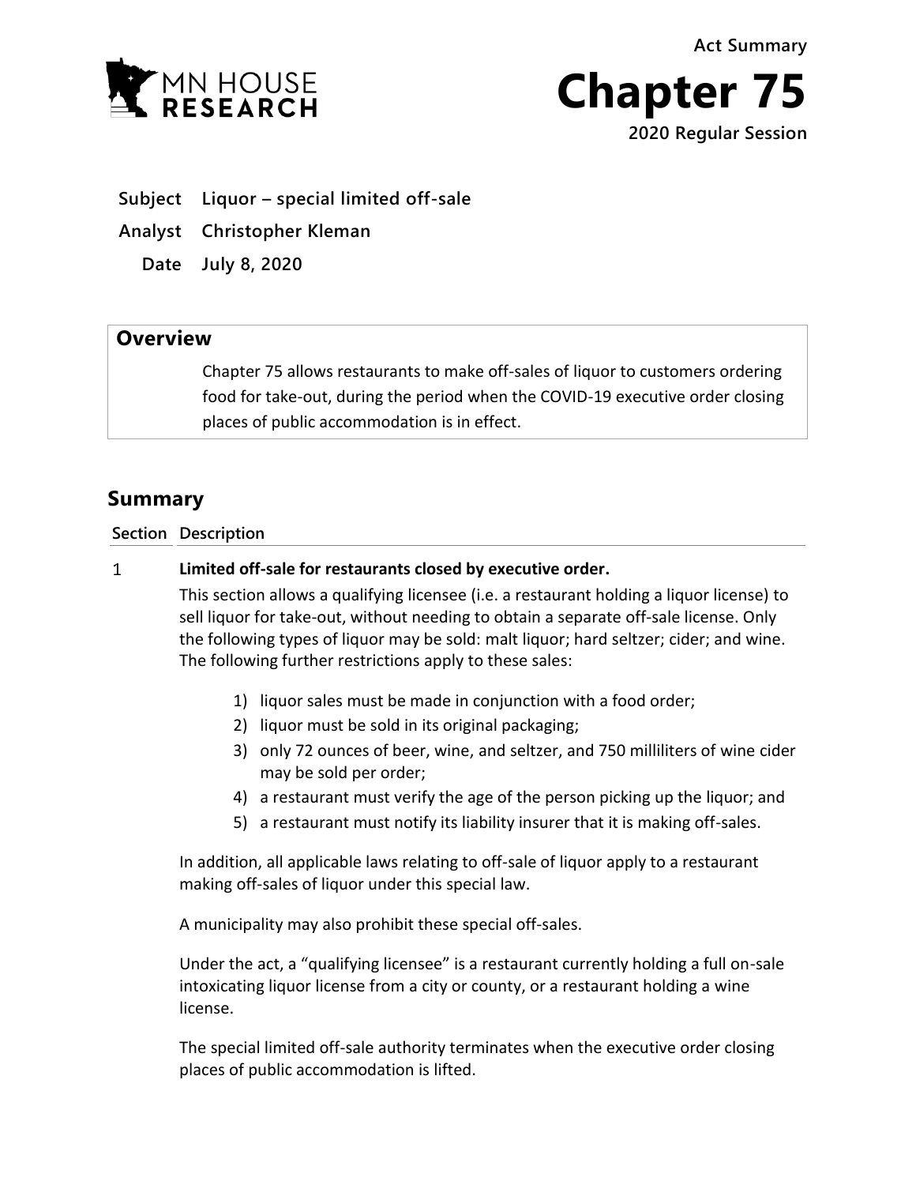MN HOUSE RESEARCH

Act Summary

# Chapter 75

2020 Regular Session

**Subject** Liquor – special limited off-sale

**Analyst** Christopher Kleman

**Date** July 8, 2020

## Overview

Chapter 75 allows restaurants to make off-sales of liquor to customers ordering food for take-out, during the period when the COVID-19 executive order closing places of public accommodation is in effect.

## Summary

| Section | Description |
|---|---|

**1** **Limited off-sale for restaurants closed by executive order.**

This section allows a qualifying licensee (i.e. a restaurant holding a liquor license) to sell liquor for take-out, without needing to obtain a separate off-sale license. Only the following types of liquor may be sold: malt liquor; hard seltzer; cider; and wine. The following further restrictions apply to these sales:

1) liquor sales must be made in conjunction with a food order;
2) liquor must be sold in its original packaging;
3) only 72 ounces of beer, wine, and seltzer, and 750 milliliters of wine cider may be sold per order;
4) a restaurant must verify the age of the person picking up the liquor; and
5) a restaurant must notify its liability insurer that it is making off-sales.

In addition, all applicable laws relating to off-sale of liquor apply to a restaurant making off-sales of liquor under this special law.

A municipality may also prohibit these special off-sales.

Under the act, a "qualifying licensee" is a restaurant currently holding a full on-sale intoxicating liquor license from a city or county, or a restaurant holding a wine license.

The special limited off-sale authority terminates when the executive order closing places of public accommodation is lifted.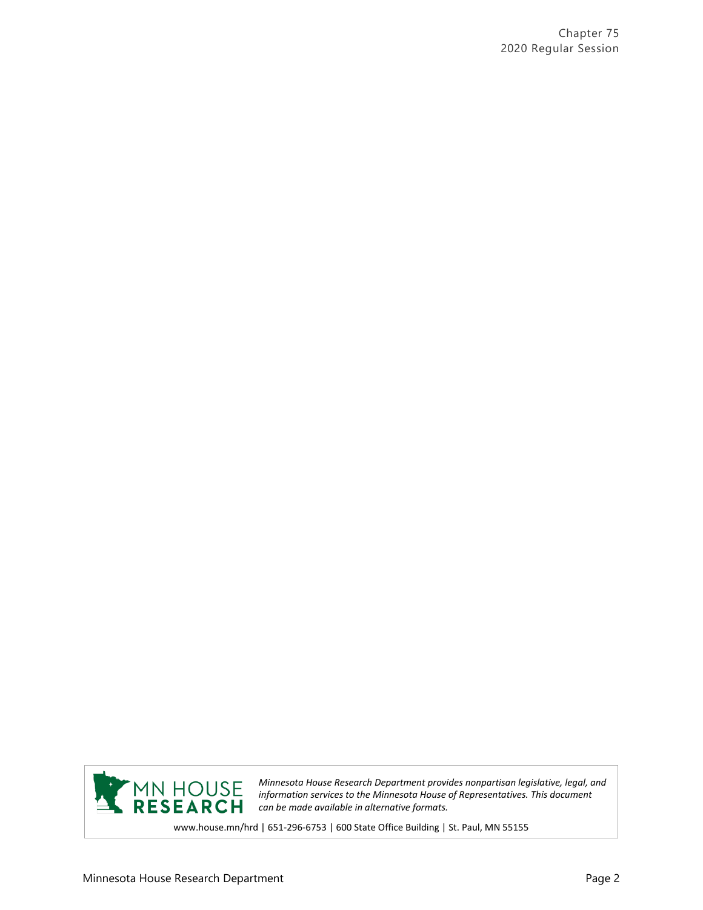MN HOUSE RESEARCH

*Minnesota House Research Department provides nonpartisan legislative, legal, and information services to the Minnesota House of Representatives. This document can be made available in alternative formats.*

www.house.mn/hrd | 651-296-6753 | 600 State Office Building | St. Paul, MN 55155